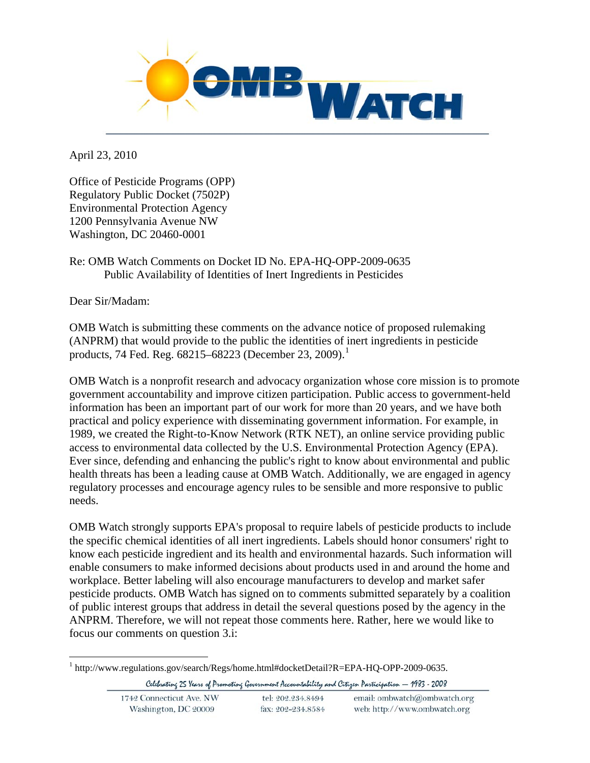April 23, 2010

Office of Pesticide Programs (OPP)
Regulatory Public Docket (7502P)
Environmental Protection Agency
1200 Pennsylvania Avenue NW
Washington, DC 20460-0001

Re: OMB Watch Comments on Docket ID No. EPA-HQ-OPP-2009-0635
Public Availability of Identities of Inert Ingredients in Pesticides

Dear Sir/Madam:

OMB Watch is submitting these comments on the advance notice of proposed rulemaking (ANPRM) that would provide to the public the identities of inert ingredients in pesticide products, 74 Fed. Reg. 68215–68223 (December 23, 2009).[1]

OMB Watch is a nonprofit research and advocacy organization whose core mission is to promote government accountability and improve citizen participation. Public access to government-held information has been an important part of our work for more than 20 years, and we have both practical and policy experience with disseminating government information. For example, in 1989, we created the Right-to-Know Network (RTK NET), an online service providing public access to environmental data collected by the U.S. Environmental Protection Agency (EPA). Ever since, defending and enhancing the public's right to know about environmental and public health threats has been a leading cause at OMB Watch. Additionally, we are engaged in agency regulatory processes and encourage agency rules to be sensible and more responsive to public needs.

OMB Watch strongly supports EPA's proposal to require labels of pesticide products to include the specific chemical identities of all inert ingredients. Labels should honor consumers' right to know each pesticide ingredient and its health and environmental hazards. Such information will enable consumers to make informed decisions about products used in and around the home and workplace. Better labeling will also encourage manufacturers to develop and market safer pesticide products. OMB Watch has signed on to comments submitted separately by a coalition of public interest groups that address in detail the several questions posed by the agency in the ANPRM. Therefore, we will not repeat those comments here. Rather, here we would like to focus our comments on question 3.i:

[1] http://www.regulations.gov/search/Regs/home.html#docketDetail?R=EPA-HQ-OPP-2009-0635.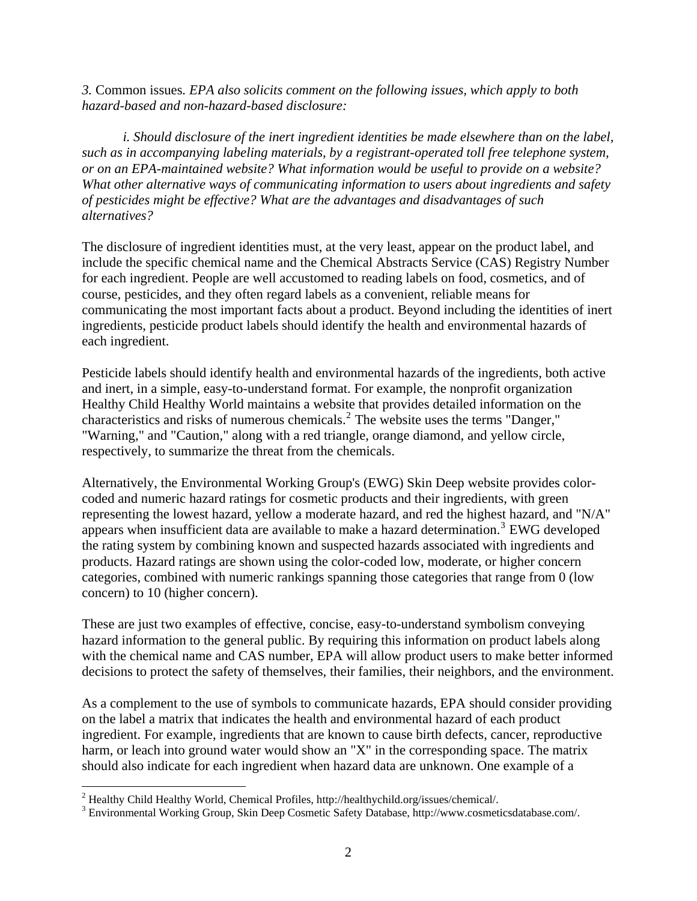*3.* Common issues*. EPA also solicits comment on the following issues, which apply to both hazard-based and non-hazard-based disclosure:*

*i. Should disclosure of the inert ingredient identities be made elsewhere than on the label, such as in accompanying labeling materials, by a registrant-operated toll free telephone system, or on an EPA-maintained website? What information would be useful to provide on a website? What other alternative ways of communicating information to users about ingredients and safety of pesticides might be effective? What are the advantages and disadvantages of such alternatives?*

The disclosure of ingredient identities must, at the very least, appear on the product label, and include the specific chemical name and the Chemical Abstracts Service (CAS) Registry Number for each ingredient. People are well accustomed to reading labels on food, cosmetics, and of course, pesticides, and they often regard labels as a convenient, reliable means for communicating the most important facts about a product. Beyond including the identities of inert ingredients, pesticide product labels should identify the health and environmental hazards of each ingredient.

Pesticide labels should identify health and environmental hazards of the ingredients, both active and inert, in a simple, easy-to-understand format. For example, the nonprofit organization Healthy Child Healthy World maintains a website that provides detailed information on the characteristics and risks of numerous chemicals.[2] The website uses the terms "Danger," "Warning," and "Caution," along with a red triangle, orange diamond, and yellow circle, respectively, to summarize the threat from the chemicals.

Alternatively, the Environmental Working Group's (EWG) Skin Deep website provides color-coded and numeric hazard ratings for cosmetic products and their ingredients, with green representing the lowest hazard, yellow a moderate hazard, and red the highest hazard, and "N/A" appears when insufficient data are available to make a hazard determination.[3] EWG developed the rating system by combining known and suspected hazards associated with ingredients and products. Hazard ratings are shown using the color-coded low, moderate, or higher concern categories, combined with numeric rankings spanning those categories that range from 0 (low concern) to 10 (higher concern).

These are just two examples of effective, concise, easy-to-understand symbolism conveying hazard information to the general public. By requiring this information on product labels along with the chemical name and CAS number, EPA will allow product users to make better informed decisions to protect the safety of themselves, their families, their neighbors, and the environment.

As a complement to the use of symbols to communicate hazards, EPA should consider providing on the label a matrix that indicates the health and environmental hazard of each product ingredient. For example, ingredients that are known to cause birth defects, cancer, reproductive harm, or leach into ground water would show an "X" in the corresponding space. The matrix should also indicate for each ingredient when hazard data are unknown. One example of a

---

[2] Healthy Child Healthy World, Chemical Profiles, http://healthychild.org/issues/chemical/.

[3] Environmental Working Group, Skin Deep Cosmetic Safety Database, http://www.cosmeticsdatabase.com/.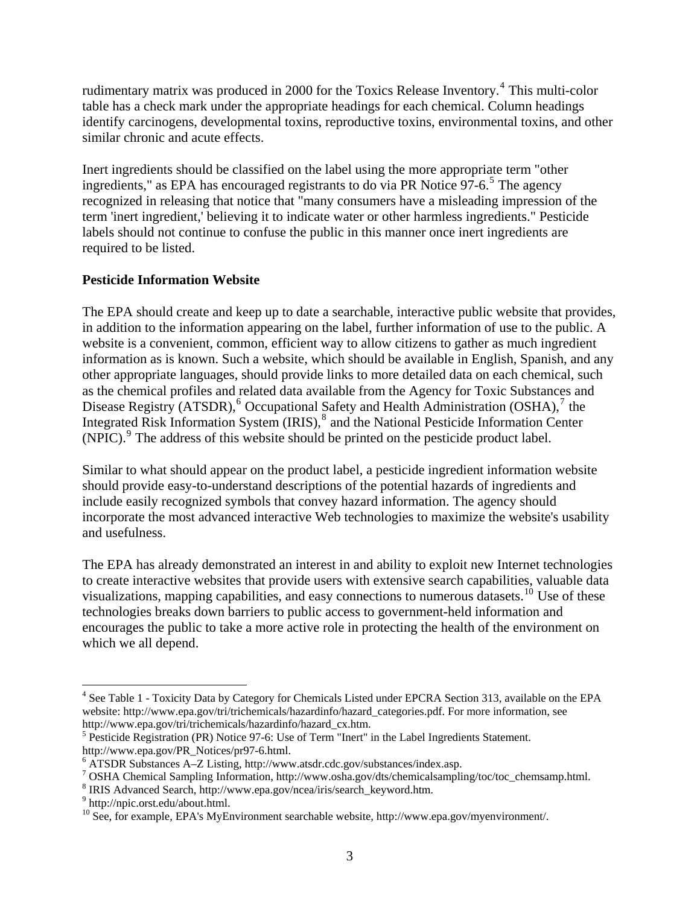rudimentary matrix was produced in 2000 for the Toxics Release Inventory.[4] This multi-color table has a check mark under the appropriate headings for each chemical. Column headings identify carcinogens, developmental toxins, reproductive toxins, environmental toxins, and other similar chronic and acute effects.

Inert ingredients should be classified on the label using the more appropriate term "other ingredients," as EPA has encouraged registrants to do via PR Notice 97-6.[5] The agency recognized in releasing that notice that "many consumers have a misleading impression of the term 'inert ingredient,' believing it to indicate water or other harmless ingredients." Pesticide labels should not continue to confuse the public in this manner once inert ingredients are required to be listed.

**Pesticide Information Website**

The EPA should create and keep up to date a searchable, interactive public website that provides, in addition to the information appearing on the label, further information of use to the public. A website is a convenient, common, efficient way to allow citizens to gather as much ingredient information as is known. Such a website, which should be available in English, Spanish, and any other appropriate languages, should provide links to more detailed data on each chemical, such as the chemical profiles and related data available from the Agency for Toxic Substances and Disease Registry (ATSDR),[6] Occupational Safety and Health Administration (OSHA),[7] the Integrated Risk Information System (IRIS),[8] and the National Pesticide Information Center (NPIC).[9] The address of this website should be printed on the pesticide product label.

Similar to what should appear on the product label, a pesticide ingredient information website should provide easy-to-understand descriptions of the potential hazards of ingredients and include easily recognized symbols that convey hazard information. The agency should incorporate the most advanced interactive Web technologies to maximize the website's usability and usefulness.

The EPA has already demonstrated an interest in and ability to exploit new Internet technologies to create interactive websites that provide users with extensive search capabilities, valuable data visualizations, mapping capabilities, and easy connections to numerous datasets.[10] Use of these technologies breaks down barriers to public access to government-held information and encourages the public to take a more active role in protecting the health of the environment on which we all depend.

---

[4] See Table 1 - Toxicity Data by Category for Chemicals Listed under EPCRA Section 313, available on the EPA website: http://www.epa.gov/tri/trichemicals/hazardinfo/hazard_categories.pdf. For more information, see http://www.epa.gov/tri/trichemicals/hazardinfo/hazard_cx.htm.

[5] Pesticide Registration (PR) Notice 97-6: Use of Term "Inert" in the Label Ingredients Statement. http://www.epa.gov/PR_Notices/pr97-6.html.

[6] ATSDR Substances A–Z Listing, http://www.atsdr.cdc.gov/substances/index.asp.

[7] OSHA Chemical Sampling Information, http://www.osha.gov/dts/chemicalsampling/toc/toc_chemsamp.html.

[8] IRIS Advanced Search, http://www.epa.gov/ncea/iris/search_keyword.htm.

[9] http://npic.orst.edu/about.html.

[10] See, for example, EPA's MyEnvironment searchable website, http://www.epa.gov/myenvironment/.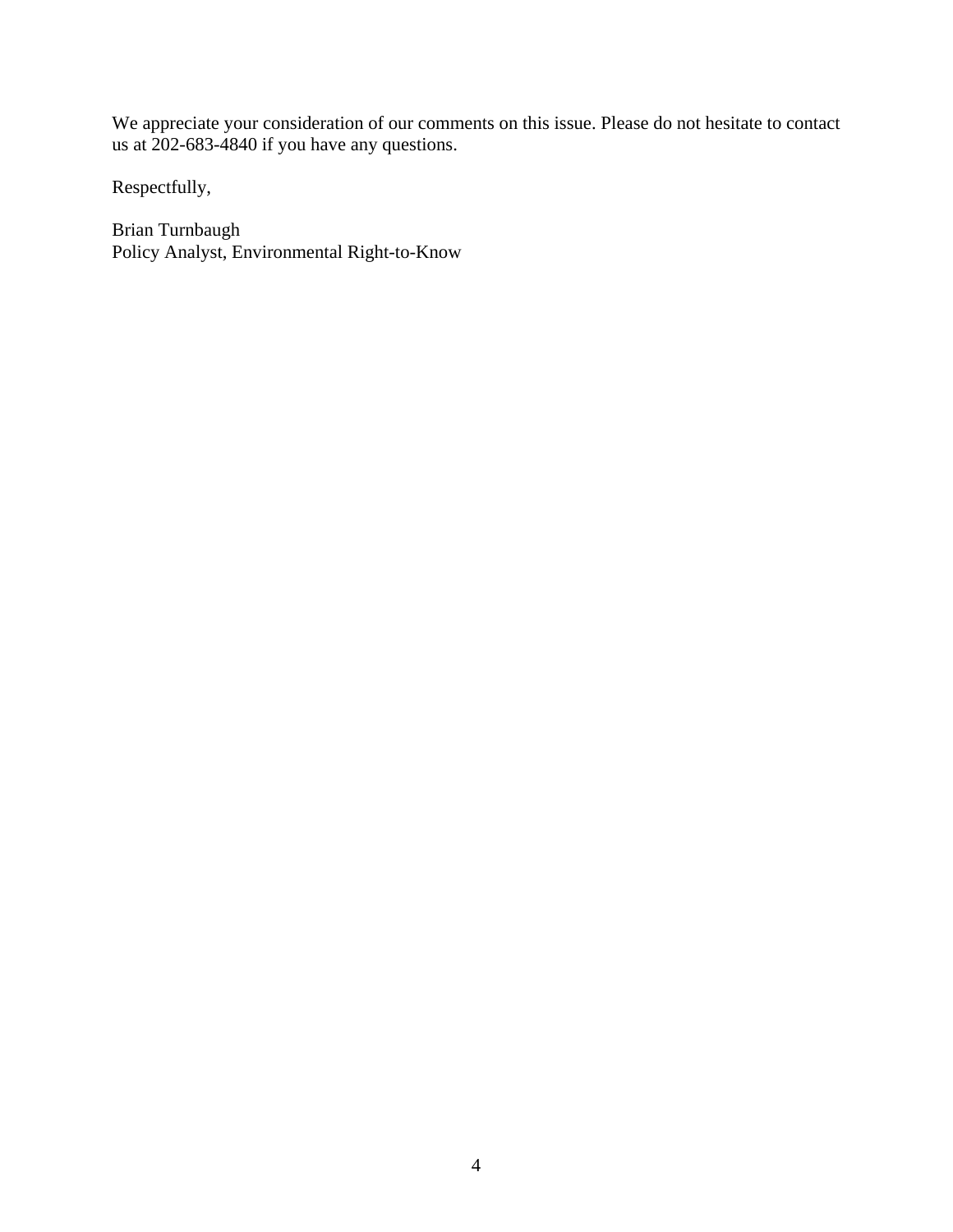We appreciate your consideration of our comments on this issue. Please do not hesitate to contact us at 202-683-4840 if you have any questions.

Respectfully,

Brian Turnbaugh
Policy Analyst, Environmental Right-to-Know